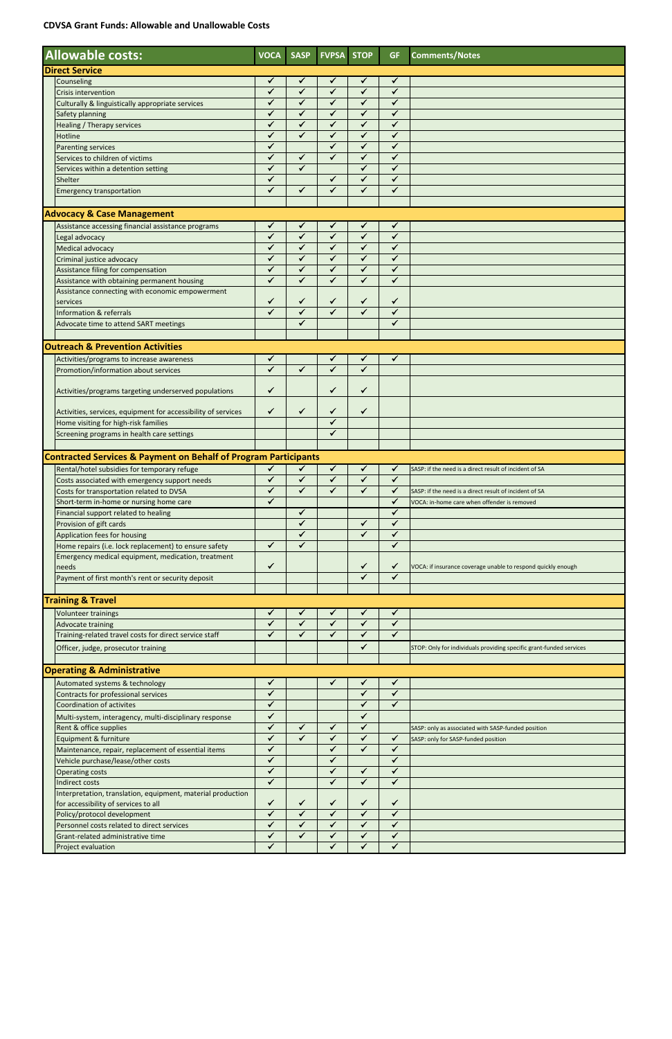**CDVSA Grant Funds: Allowable and Unallowable Costs**

| Allowable costs: | VOCA | SASP | FVPSA | STOP | GF | Comments/Notes |
|---|---|---|---|---|---|---|
| **Direct Service** | | | | | | |
| Counseling | ✓ | ✓ | ✓ | ✓ | ✓ | |
| Crisis intervention | ✓ | ✓ | ✓ | ✓ | ✓ | |
| Culturally & linguistically appropriate services | ✓ | ✓ | ✓ | ✓ | ✓ | |
| Safety planning | ✓ | ✓ | ✓ | ✓ | ✓ | |
| Healing / Therapy services | ✓ | ✓ | ✓ | ✓ | ✓ | |
| Hotline | ✓ | ✓ | ✓ | ✓ | ✓ | |
| Parenting services | ✓ | | ✓ | ✓ | ✓ | |
| Services to children of victims | ✓ | ✓ | ✓ | ✓ | ✓ | |
| Services within a detention setting | ✓ | ✓ | | ✓ | ✓ | |
| Shelter | ✓ | | ✓ | ✓ | ✓ | |
| Emergency transportation | ✓ | ✓ | ✓ | ✓ | ✓ | |
| **Advocacy & Case Management** | | | | | | |
| Assistance accessing financial assistance programs | ✓ | ✓ | ✓ | ✓ | ✓ | |
| Legal advocacy | ✓ | ✓ | ✓ | ✓ | ✓ | |
| Medical advocacy | ✓ | ✓ | ✓ | ✓ | ✓ | |
| Criminal justice advocacy | ✓ | ✓ | ✓ | ✓ | ✓ | |
| Assistance filing for compensation | ✓ | ✓ | ✓ | ✓ | ✓ | |
| Assistance with obtaining permanent housing | ✓ | ✓ | ✓ | ✓ | ✓ | |
| Assistance connecting with economic empowerment services | ✓ | ✓ | ✓ | ✓ | ✓ | |
| Information & referrals | ✓ | ✓ | ✓ | ✓ | ✓ | |
| Advocate time to attend SART meetings | | ✓ | | | ✓ | |
| **Outreach & Prevention Activities** | | | | | | |
| Activities/programs to increase awareness | ✓ | | ✓ | ✓ | ✓ | |
| Promotion/information about services | ✓ | ✓ | ✓ | ✓ | | |
| Activities/programs targeting underserved populations | ✓ | | ✓ | ✓ | | |
| Activities, services, equipment for accessibility of services | ✓ | ✓ | ✓ | ✓ | | |
| Home visiting for high-risk families | | | ✓ | | | |
| Screening programs in health care settings | | | ✓ | | | |
| **Contracted Services & Payment on Behalf of Program Participants** | | | | | | |
| Rental/hotel subsidies for temporary refuge | ✓ | ✓ | ✓ | ✓ | ✓ | SASP: if the need is a direct result of incident of SA |
| Costs associated with emergency support needs | ✓ | ✓ | ✓ | ✓ | ✓ | |
| Costs for transportation related to DVSA | ✓ | ✓ | ✓ | ✓ | ✓ | SASP: if the need is a direct result of incident of SA |
| Short-term in-home or nursing home care | ✓ | | | | ✓ | VOCA: in-home care when offender is removed |
| Financial support related to healing | | ✓ | | | ✓ | |
| Provision of gift cards | | ✓ | | ✓ | ✓ | |
| Application fees for housing | | ✓ | | ✓ | ✓ | |
| Home repairs (i.e. lock replacement) to ensure safety | ✓ | ✓ | | | ✓ | |
| Emergency medical equipment, medication, treatment needs | ✓ | | | ✓ | ✓ | VOCA: if insurance coverage unable to respond quickly enough |
| Payment of first month's rent or security deposit | | | | ✓ | ✓ | |
| **Training & Travel** | | | | | | |
| Volunteer trainings | ✓ | ✓ | ✓ | ✓ | ✓ | |
| Advocate training | ✓ | ✓ | ✓ | ✓ | ✓ | |
| Training-related travel costs for direct service staff | ✓ | ✓ | ✓ | ✓ | ✓ | |
| Officer, judge, prosecutor training | | | | ✓ | | STOP: Only for individuals providing specific grant-funded services |
| **Operating & Administrative** | | | | | | |
| Automated systems & technology | ✓ | | ✓ | ✓ | ✓ | |
| Contracts for professional services | ✓ | | | ✓ | ✓ | |
| Coordination of activites | ✓ | | | ✓ | ✓ | |
| Multi-system, interagency, multi-disciplinary response | ✓ | | | ✓ | | |
| Rent & office supplies | ✓ | ✓ | ✓ | ✓ | | SASP: only as associated with SASP-funded position |
| Equipment & furniture | ✓ | ✓ | ✓ | ✓ | ✓ | SASP: only for SASP-funded position |
| Maintenance, repair, replacement of essential items | ✓ | | ✓ | ✓ | ✓ | |
| Vehicle purchase/lease/other costs | ✓ | | ✓ | | ✓ | |
| Operating costs | ✓ | | ✓ | ✓ | ✓ | |
| Indirect costs | ✓ | | ✓ | ✓ | ✓ | |
| Interpretation, translation, equipment, material production for accessibility of services to all | ✓ | ✓ | ✓ | ✓ | ✓ | |
| Policy/protocol development | ✓ | ✓ | ✓ | ✓ | ✓ | |
| Personnel costs related to direct services | ✓ | ✓ | ✓ | ✓ | ✓ | |
| Grant-related administrative time | ✓ | ✓ | ✓ | ✓ | ✓ | |
| Project evaluation | ✓ | | ✓ | ✓ | ✓ | |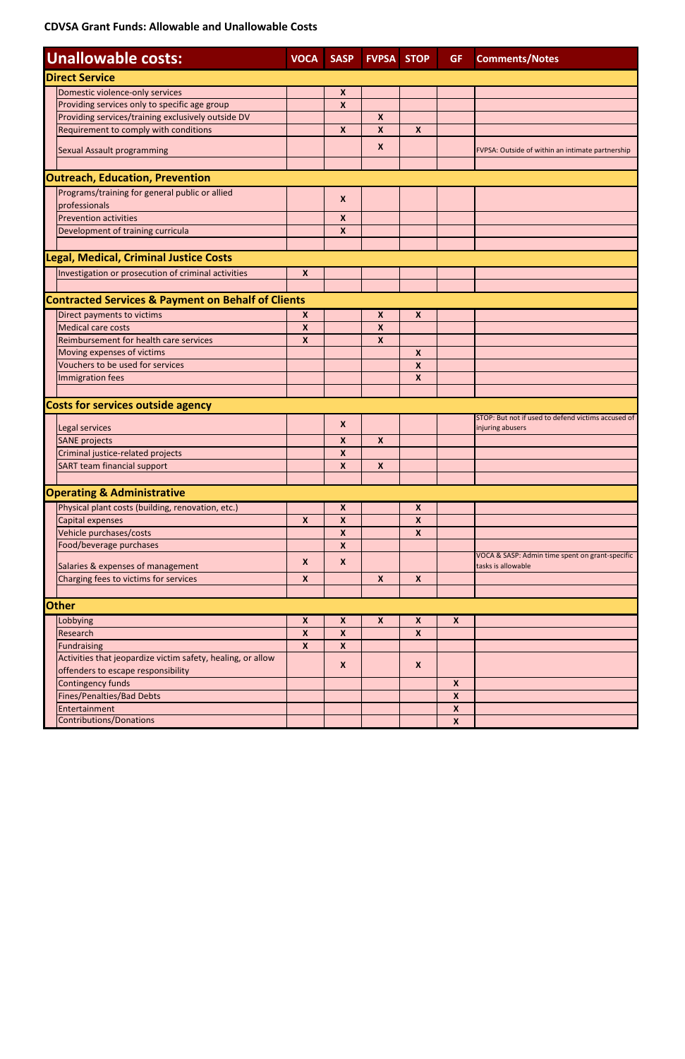**CDVSA Grant Funds: Allowable and Unallowable Costs**

| Unallowable costs: | VOCA | SASP | FVPSA | STOP | GF | Comments/Notes |
|---|---|---|---|---|---|---|
| **Direct Service** | | | | | | |
| Domestic violence-only services | | x | | | | |
| Providing services only to specific age group | | x | | | | |
| Providing services/training exclusively outside DV | | | x | | | |
| Requirement to comply with conditions | | x | x | x | | |
| Sexual Assault programming | | | x | | | FVPSA: Outside of within an intimate partnership |
| | | | | | | |
| **Outreach, Education, Prevention** | | | | | | |
| Programs/training for general public or allied professionals | | x | | | | |
| Prevention activities | | x | | | | |
| Development of training curricula | | x | | | | |
| | | | | | | |
| **Legal, Medical, Criminal Justice Costs** | | | | | | |
| Investigation or prosecution of criminal activities | x | | | | | |
| | | | | | | |
| **Contracted Services & Payment on Behalf of Clients** | | | | | | |
| Direct payments to victims | x | | x | x | | |
| Medical care costs | x | | x | | | |
| Reimbursement for health care services | x | | x | | | |
| Moving expenses of victims | | | | x | | |
| Vouchers to be used for services | | | | x | | |
| Immigration fees | | | | x | | |
| | | | | | | |
| **Costs for services outside agency** | | | | | | |
| Legal services | | x | | | | STOP: But not if used to defend victims accused of injuring abusers |
| SANE projects | | x | x | | | |
| Criminal justice-related projects | | x | | | | |
| SART team financial support | | x | x | | | |
| | | | | | | |
| **Operating & Administrative** | | | | | | |
| Physical plant costs (building, renovation, etc.) | | x | | x | | |
| Capital expenses | x | x | | x | | |
| Vehicle purchases/costs | | x | | x | | |
| Food/beverage purchases | | x | | | | |
| Salaries & expenses of management | x | x | | | | VOCA & SASP: Admin time spent on grant-specific tasks is allowable |
| Charging fees to victims for services | x | | x | x | | |
| | | | | | | |
| **Other** | | | | | | |
| Lobbying | x | x | x | x | x | |
| Research | x | x | | x | | |
| Fundraising | x | x | | | | |
| Activities that jeopardize victim safety, healing, or allow offenders to escape responsibility | | x | | x | | |
| Contingency funds | | | | | x | |
| Fines/Penalties/Bad Debts | | | | | x | |
| Entertainment | | | | | x | |
| Contributions/Donations | | | | | x | |